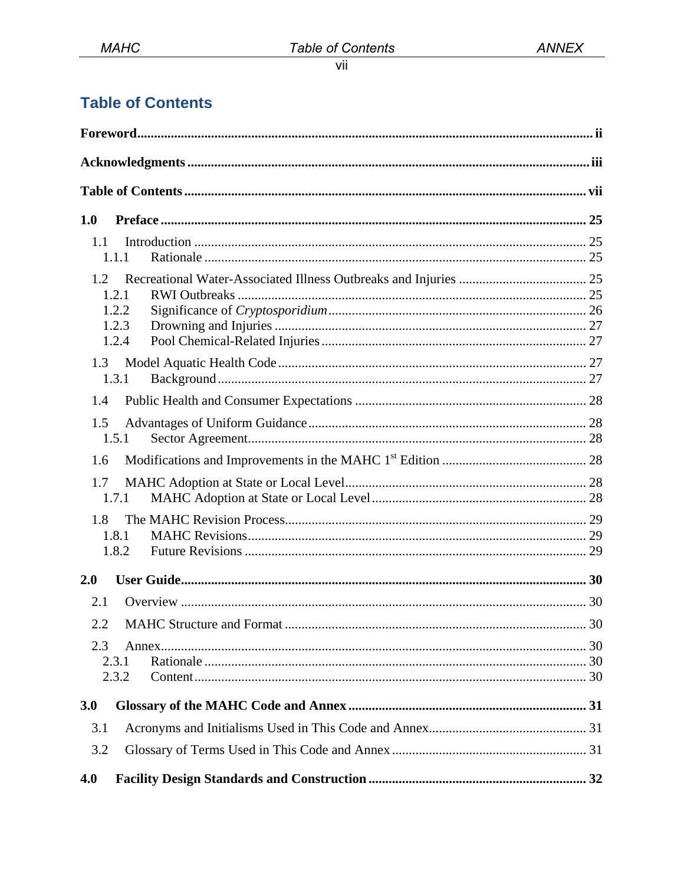# Table of Contents

**Foreword** ............................................................ ii

**Acknowledgments** ............................................................ iii

**Table of Contents** ............................................................ vii

**1.0 Preface** ............................................................ 25

- 1.1 Introduction ............................................................ 25
  - 1.1.1 Rationale ............................................................ 25
- 1.2 Recreational Water-Associated Illness Outbreaks and Injuries ............................................................ 25
  - 1.2.1 RWI Outbreaks ............................................................ 25
  - 1.2.2 Significance of *Cryptosporidium* ............................................................ 26
  - 1.2.3 Drowning and Injuries ............................................................ 27
  - 1.2.4 Pool Chemical-Related Injuries ............................................................ 27
- 1.3 Model Aquatic Health Code ............................................................ 27
  - 1.3.1 Background ............................................................ 27
- 1.4 Public Health and Consumer Expectations ............................................................ 28
- 1.5 Advantages of Uniform Guidance ............................................................ 28
  - 1.5.1 Sector Agreement ............................................................ 28
- 1.6 Modifications and Improvements in the MAHC 1st Edition ............................................................ 28
- 1.7 MAHC Adoption at State or Local Level ............................................................ 28
  - 1.7.1 MAHC Adoption at State or Local Level ............................................................ 28
- 1.8 The MAHC Revision Process ............................................................ 29
  - 1.8.1 MAHC Revisions ............................................................ 29
  - 1.8.2 Future Revisions ............................................................ 29

**2.0 User Guide** ............................................................ 30

- 2.1 Overview ............................................................ 30
- 2.2 MAHC Structure and Format ............................................................ 30
- 2.3 Annex ............................................................ 30
  - 2.3.1 Rationale ............................................................ 30
  - 2.3.2 Content ............................................................ 30

**3.0 Glossary of the MAHC Code and Annex** ............................................................ 31

- 3.1 Acronyms and Initialisms Used in This Code and Annex ............................................................ 31
- 3.2 Glossary of Terms Used in This Code and Annex ............................................................ 31

**4.0 Facility Design Standards and Construction** ............................................................ 32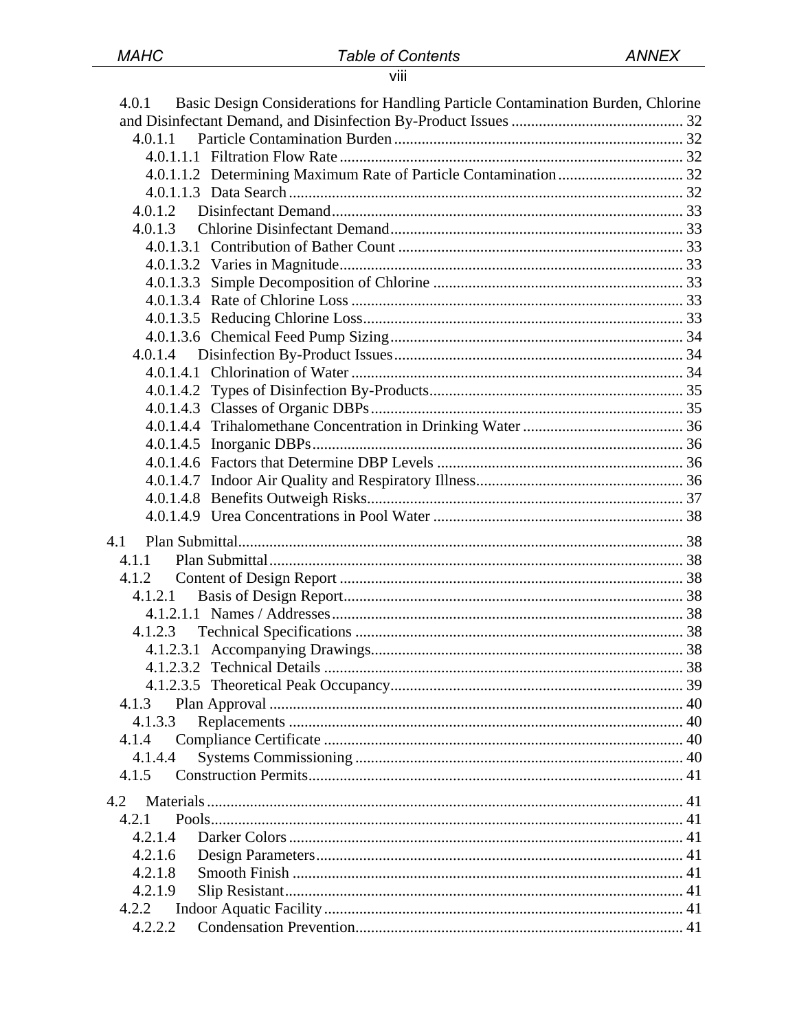4.0.1 Basic Design Considerations for Handling Particle Contamination Burden, Chlorine and Disinfectant Demand, and Disinfection By-Product Issues ............................................ 32

- 4.0.1.1 Particle Contamination Burden .......................................................................... 32
  - 4.0.1.1.1 Filtration Flow Rate ....................................................................................... 32
  - 4.0.1.1.2 Determining Maximum Rate of Particle Contamination ................................ 32
  - 4.0.1.1.3 Data Search .................................................................................................... 32
- 4.0.1.2 Disinfectant Demand .......................................................................................... 33
- 4.0.1.3 Chlorine Disinfectant Demand ........................................................................... 33
  - 4.0.1.3.1 Contribution of Bather Count ......................................................................... 33
  - 4.0.1.3.2 Varies in Magnitude ........................................................................................ 33
  - 4.0.1.3.3 Simple Decomposition of Chlorine ................................................................ 33
  - 4.0.1.3.4 Rate of Chlorine Loss ..................................................................................... 33
  - 4.0.1.3.5 Reducing Chlorine Loss .................................................................................. 33
  - 4.0.1.3.6 Chemical Feed Pump Sizing ........................................................................... 34
- 4.0.1.4 Disinfection By-Product Issues .......................................................................... 34
  - 4.0.1.4.1 Chlorination of Water ..................................................................................... 34
  - 4.0.1.4.2 Types of Disinfection By-Products ................................................................. 35
  - 4.0.1.4.3 Classes of Organic DBPs ................................................................................ 35
  - 4.0.1.4.4 Trihalomethane Concentration in Drinking Water ......................................... 36
  - 4.0.1.4.5 Inorganic DBPs ............................................................................................... 36
  - 4.0.1.4.6 Factors that Determine DBP Levels ............................................................... 36
  - 4.0.1.4.7 Indoor Air Quality and Respiratory Illness ..................................................... 36
  - 4.0.1.4.8 Benefits Outweigh Risks ................................................................................. 37
  - 4.0.1.4.9 Urea Concentrations in Pool Water ................................................................ 38

4.1 Plan Submittal ................................................................................................................. 38

- 4.1.1 Plan Submittal ......................................................................................................... 38
- 4.1.2 Content of Design Report ....................................................................................... 38
  - 4.1.2.1 Basis of Design Report ...................................................................................... 38
    - 4.1.2.1.1 Names / Addresses ......................................................................................... 38
  - 4.1.2.3 Technical Specifications .................................................................................... 38
    - 4.1.2.3.1 Accompanying Drawings ................................................................................ 38
    - 4.1.2.3.2 Technical Details ............................................................................................ 38
    - 4.1.2.3.5 Theoretical Peak Occupancy ........................................................................... 39
- 4.1.3 Plan Approval ......................................................................................................... 40
  - 4.1.3.3 Replacements ..................................................................................................... 40
- 4.1.4 Compliance Certificate ........................................................................................... 40
  - 4.1.4.4 Systems Commissioning .................................................................................... 40
- 4.1.5 Construction Permits ............................................................................................... 41

4.2 Materials ......................................................................................................................... 41

- 4.2.1 Pools ........................................................................................................................ 41
  - 4.2.1.4 Darker Colors ..................................................................................................... 41
  - 4.2.1.6 Design Parameters .............................................................................................. 41
  - 4.2.1.8 Smooth Finish .................................................................................................... 41
  - 4.2.1.9 Slip Resistant ...................................................................................................... 41
- 4.2.2 Indoor Aquatic Facility ........................................................................................... 41
  - 4.2.2.2 Condensation Prevention .................................................................................... 41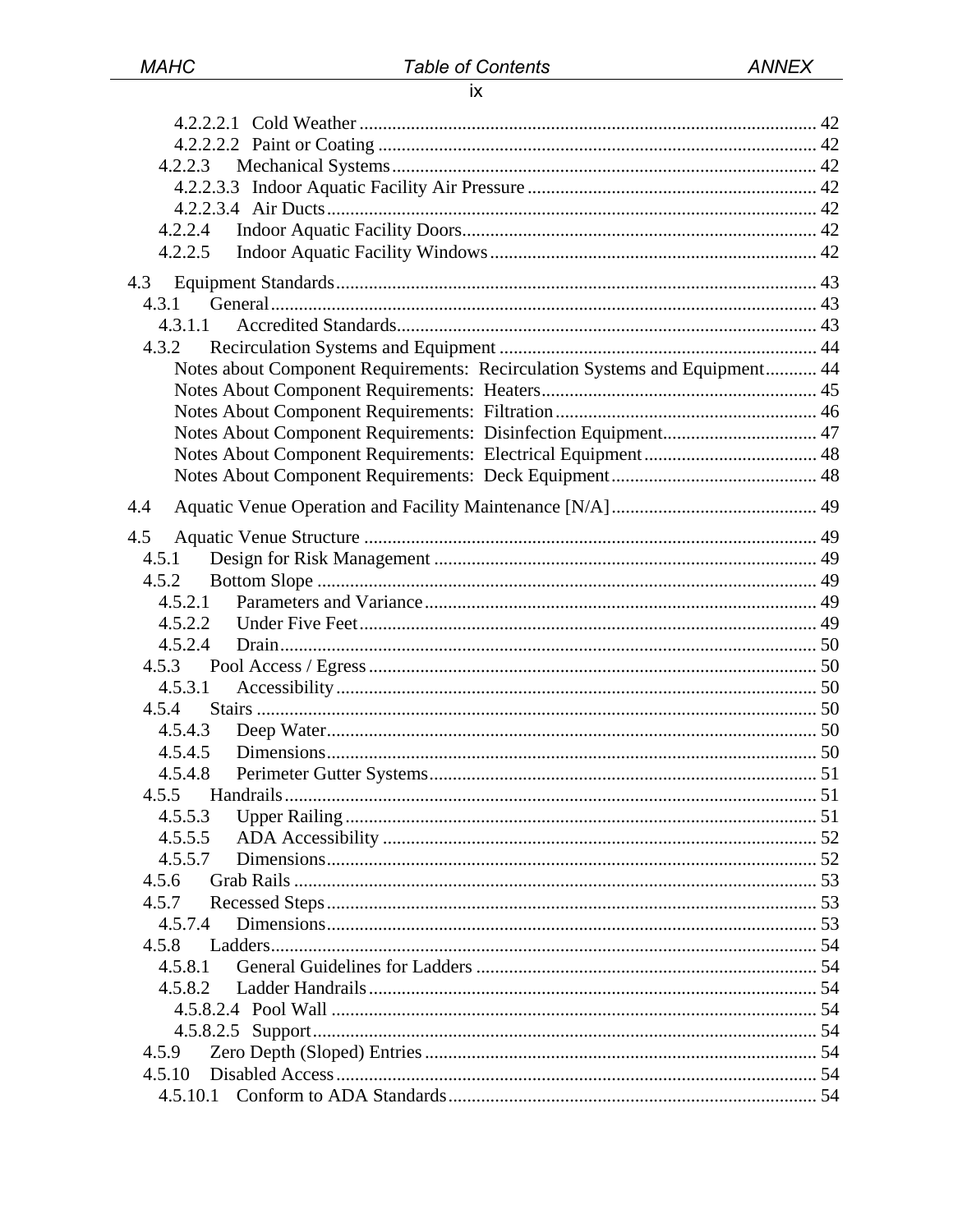4.2.2.2.1 Cold Weather ........................................................................................ 42
4.2.2.2.2 Paint or Coating .................................................................................... 42
4.2.2.3 Mechanical Systems .................................................................................. 42
4.2.2.3.3 Indoor Aquatic Facility Air Pressure ..................................................... 42
4.2.2.3.4 Air Ducts ............................................................................................... 42
4.2.2.4 Indoor Aquatic Facility Doors ..................................................................... 42
4.2.2.5 Indoor Aquatic Facility Windows ................................................................ 42

4.3 Equipment Standards ..................................................................................... 43
4.3.1 General ......................................................................................................... 43
4.3.1.1 Accredited Standards ................................................................................. 43
4.3.2 Recirculation Systems and Equipment ......................................................... 44
Notes about Component Requirements: Recirculation Systems and Equipment ........... 44
Notes About Component Requirements: Heaters ......................................................... 45
Notes About Component Requirements: Filtration ........................................................ 46
Notes About Component Requirements: Disinfection Equipment ................................. 47
Notes About Component Requirements: Electrical Equipment ..................................... 48
Notes About Component Requirements: Deck Equipment ............................................ 48

4.4 Aquatic Venue Operation and Facility Maintenance [N/A] ................................. 49

4.5 Aquatic Venue Structure .................................................................................. 49
4.5.1 Design for Risk Management ......................................................................... 49
4.5.2 Bottom Slope ................................................................................................. 49
4.5.2.1 Parameters and Variance ............................................................................ 49
4.5.2.2 Under Five Feet ........................................................................................... 49
4.5.2.4 Drain ............................................................................................................ 50
4.5.3 Pool Access / Egress ...................................................................................... 50
4.5.3.1 Accessibility ................................................................................................. 50
4.5.4 Stairs ............................................................................................................. 50
4.5.4.3 Deep Water .................................................................................................. 50
4.5.4.5 Dimensions .................................................................................................. 50
4.5.4.8 Perimeter Gutter Systems ............................................................................ 51
4.5.5 Handrails ........................................................................................................ 51
4.5.5.3 Upper Railing ............................................................................................... 51
4.5.5.5 ADA Accessibility ......................................................................................... 52
4.5.5.7 Dimensions .................................................................................................. 52
4.5.6 Grab Rails ...................................................................................................... 53
4.5.7 Recessed Steps ............................................................................................. 53
4.5.7.4 Dimensions .................................................................................................. 53
4.5.8 Ladders .......................................................................................................... 54
4.5.8.1 General Guidelines for Ladders ................................................................... 54
4.5.8.2 Ladder Handrails .......................................................................................... 54
4.5.8.2.4 Pool Wall .................................................................................................. 54
4.5.8.2.5 Support ..................................................................................................... 54
4.5.9 Zero Depth (Sloped) Entries ........................................................................... 54
4.5.10 Disabled Access ........................................................................................... 54
4.5.10.1 Conform to ADA Standards ........................................................................ 54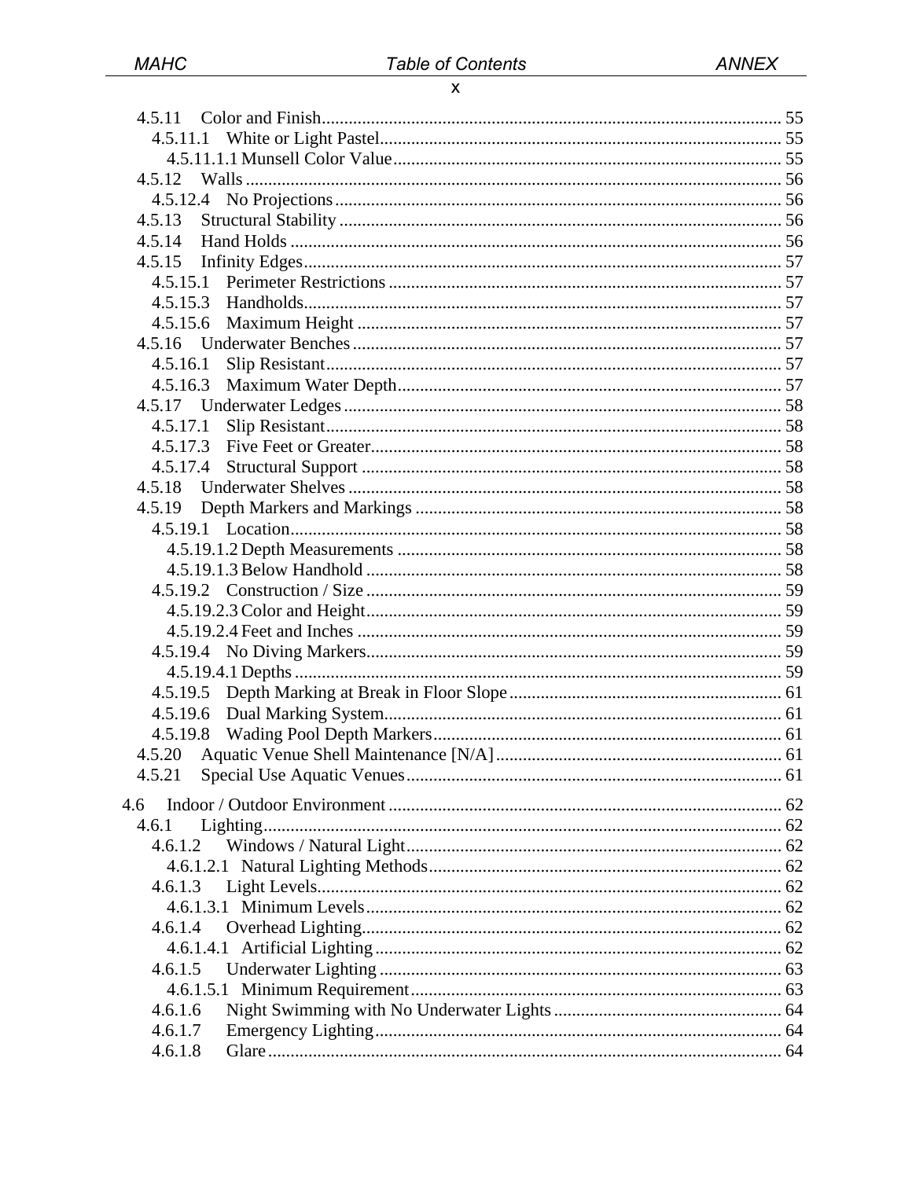4.5.11 Color and Finish ..... 55
  4.5.11.1 White or Light Pastel ..... 55
    4.5.11.1.1 Munsell Color Value ..... 55
4.5.12 Walls ..... 56
  4.5.12.4 No Projections ..... 56
4.5.13 Structural Stability ..... 56
4.5.14 Hand Holds ..... 56
4.5.15 Infinity Edges ..... 57
  4.5.15.1 Perimeter Restrictions ..... 57
  4.5.15.3 Handholds ..... 57
  4.5.15.6 Maximum Height ..... 57
4.5.16 Underwater Benches ..... 57
  4.5.16.1 Slip Resistant ..... 57
  4.5.16.3 Maximum Water Depth ..... 57
4.5.17 Underwater Ledges ..... 58
  4.5.17.1 Slip Resistant ..... 58
  4.5.17.3 Five Feet or Greater ..... 58
  4.5.17.4 Structural Support ..... 58
4.5.18 Underwater Shelves ..... 58
4.5.19 Depth Markers and Markings ..... 58
  4.5.19.1 Location ..... 58
    4.5.19.1.2 Depth Measurements ..... 58
    4.5.19.1.3 Below Handhold ..... 58
  4.5.19.2 Construction / Size ..... 59
    4.5.19.2.3 Color and Height ..... 59
    4.5.19.2.4 Feet and Inches ..... 59
  4.5.19.4 No Diving Markers ..... 59
    4.5.19.4.1 Depths ..... 59
  4.5.19.5 Depth Marking at Break in Floor Slope ..... 61
  4.5.19.6 Dual Marking System ..... 61
  4.5.19.8 Wading Pool Depth Markers ..... 61
4.5.20 Aquatic Venue Shell Maintenance [N/A] ..... 61
4.5.21 Special Use Aquatic Venues ..... 61

4.6 Indoor / Outdoor Environment ..... 62
4.6.1 Lighting ..... 62
  4.6.1.2 Windows / Natural Light ..... 62
    4.6.1.2.1 Natural Lighting Methods ..... 62
  4.6.1.3 Light Levels ..... 62
    4.6.1.3.1 Minimum Levels ..... 62
  4.6.1.4 Overhead Lighting ..... 62
    4.6.1.4.1 Artificial Lighting ..... 62
  4.6.1.5 Underwater Lighting ..... 63
    4.6.1.5.1 Minimum Requirement ..... 63
  4.6.1.6 Night Swimming with No Underwater Lights ..... 64
  4.6.1.7 Emergency Lighting ..... 64
  4.6.1.8 Glare ..... 64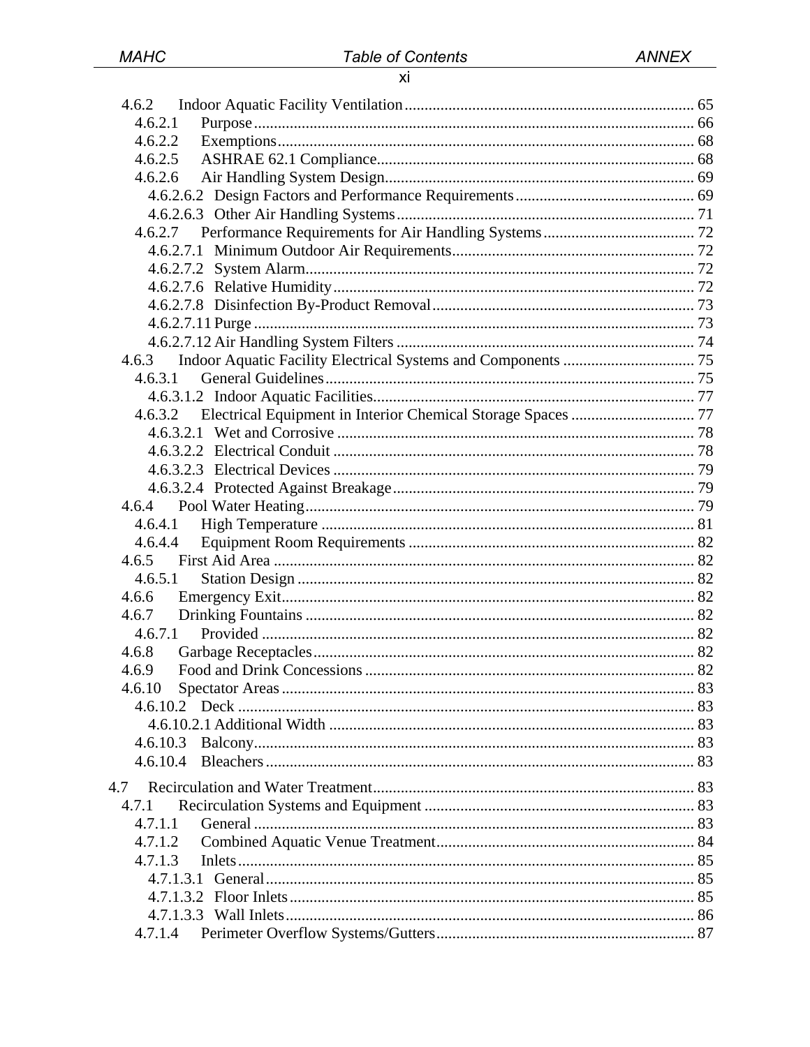4.6.2 Indoor Aquatic Facility Ventilation ........................................................................ 65
4.6.2.1 Purpose ............................................................................................................ 66
4.6.2.2 Exemptions ...................................................................................................... 68
4.6.2.5 ASHRAE 62.1 Compliance ............................................................................. 68
4.6.2.6 Air Handling System Design ........................................................................... 69
4.6.2.6.2 Design Factors and Performance Requirements ........................................... 69
4.6.2.6.3 Other Air Handling Systems ......................................................................... 71
4.6.2.7 Performance Requirements for Air Handling Systems ..................................... 72
4.6.2.7.1 Minimum Outdoor Air Requirements ........................................................... 72
4.6.2.7.2 System Alarm ................................................................................................ 72
4.6.2.7.6 Relative Humidity ......................................................................................... 72
4.6.2.7.8 Disinfection By-Product Removal ................................................................ 73
4.6.2.7.11 Purge ............................................................................................................ 73
4.6.2.7.12 Air Handling System Filters ........................................................................ 74
4.6.3 Indoor Aquatic Facility Electrical Systems and Components ................................ 75
4.6.3.1 General Guidelines ........................................................................................... 75
4.6.3.1.2 Indoor Aquatic Facilities ............................................................................... 77
4.6.3.2 Electrical Equipment in Interior Chemical Storage Spaces .............................. 77
4.6.3.2.1 Wet and Corrosive ........................................................................................ 78
4.6.3.2.2 Electrical Conduit ......................................................................................... 78
4.6.3.2.3 Electrical Devices ......................................................................................... 79
4.6.3.2.4 Protected Against Breakage .......................................................................... 79
4.6.4 Pool Water Heating ................................................................................................ 79
4.6.4.1 High Temperature ............................................................................................ 81
4.6.4.4 Equipment Room Requirements ...................................................................... 82
4.6.5 First Aid Area ........................................................................................................ 82
4.6.5.1 Station Design .................................................................................................. 82
4.6.6 Emergency Exit ...................................................................................................... 82
4.6.7 Drinking Fountains ................................................................................................ 82
4.6.7.1 Provided ........................................................................................................... 82
4.6.8 Garbage Receptacles .............................................................................................. 82
4.6.9 Food and Drink Concessions .................................................................................. 82
4.6.10 Spectator Areas ..................................................................................................... 83
4.6.10.2 Deck ................................................................................................................. 83
4.6.10.2.1 Additional Width ......................................................................................... 83
4.6.10.3 Balcony ............................................................................................................ 83
4.6.10.4 Bleachers .......................................................................................................... 83

4.7 Recirculation and Water Treatment ................................................................................ 83
4.7.1 Recirculation Systems and Equipment ................................................................... 83
4.7.1.1 General ............................................................................................................. 83
4.7.1.2 Combined Aquatic Venue Treatment ................................................................ 84
4.7.1.3 Inlets ................................................................................................................. 85
4.7.1.3.1 General .......................................................................................................... 85
4.7.1.3.2 Floor Inlets .................................................................................................... 85
4.7.1.3.3 Wall Inlets ..................................................................................................... 86
4.7.1.4 Perimeter Overflow Systems/Gutters ................................................................ 87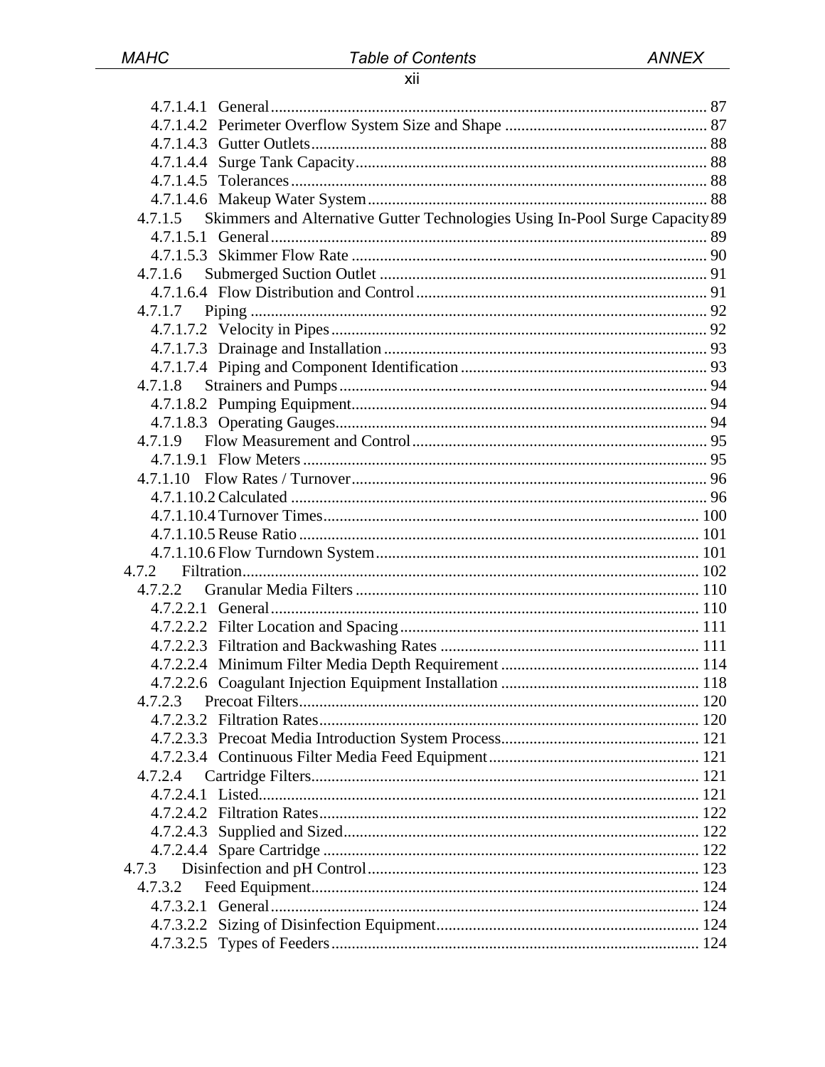4.7.1.4.1 General ........................................................................................................ 87
4.7.1.4.2 Perimeter Overflow System Size and Shape ................................................ 87
4.7.1.4.3 Gutter Outlets ............................................................................................. 88
4.7.1.4.4 Surge Tank Capacity .................................................................................... 88
4.7.1.4.5 Tolerances .................................................................................................. 88
4.7.1.4.6 Makeup Water System ................................................................................ 88
4.7.1.5 Skimmers and Alternative Gutter Technologies Using In-Pool Surge Capacity 89
4.7.1.5.1 General ........................................................................................................ 89
4.7.1.5.3 Skimmer Flow Rate ..................................................................................... 90
4.7.1.6 Submerged Suction Outlet ............................................................................. 91
4.7.1.6.4 Flow Distribution and Control ..................................................................... 91
4.7.1.7 Piping ............................................................................................................. 92
4.7.1.7.2 Velocity in Pipes ......................................................................................... 92
4.7.1.7.3 Drainage and Installation ............................................................................ 93
4.7.1.7.4 Piping and Component Identification ......................................................... 93
4.7.1.8 Strainers and Pumps ...................................................................................... 94
4.7.1.8.2 Pumping Equipment .................................................................................... 94
4.7.1.8.3 Operating Gauges ........................................................................................ 94
4.7.1.9 Flow Measurement and Control ..................................................................... 95
4.7.1.9.1 Flow Meters ................................................................................................ 95
4.7.1.10 Flow Rates / Turnover ................................................................................... 96
4.7.1.10.2 Calculated ................................................................................................. 96
4.7.1.10.4 Turnover Times ......................................................................................... 100
4.7.1.10.5 Reuse Ratio ............................................................................................... 101
4.7.1.10.6 Flow Turndown System ............................................................................. 101
4.7.2 Filtration ............................................................................................................ 102
4.7.2.2 Granular Media Filters ................................................................................... 110
4.7.2.2.1 General ...................................................................................................... 110
4.7.2.2.2 Filter Location and Spacing ....................................................................... 111
4.7.2.2.3 Filtration and Backwashing Rates .............................................................. 111
4.7.2.2.4 Minimum Filter Media Depth Requirement ............................................... 114
4.7.2.2.6 Coagulant Injection Equipment Installation ............................................... 118
4.7.2.3 Precoat Filters ................................................................................................ 120
4.7.2.3.2 Filtration Rates ........................................................................................... 120
4.7.2.3.3 Precoat Media Introduction System Process ............................................... 121
4.7.2.3.4 Continuous Filter Media Feed Equipment .................................................. 121
4.7.2.4 Cartridge Filters ............................................................................................. 121
4.7.2.4.1 Listed .......................................................................................................... 121
4.7.2.4.2 Filtration Rates ........................................................................................... 122
4.7.2.4.3 Supplied and Sized ..................................................................................... 122
4.7.2.4.4 Spare Cartridge .......................................................................................... 122
4.7.3 Disinfection and pH Control ............................................................................... 123
4.7.3.2 Feed Equipment ............................................................................................. 124
4.7.3.2.1 General ...................................................................................................... 124
4.7.3.2.2 Sizing of Disinfection Equipment ............................................................... 124
4.7.3.2.5 Types of Feeders ........................................................................................ 124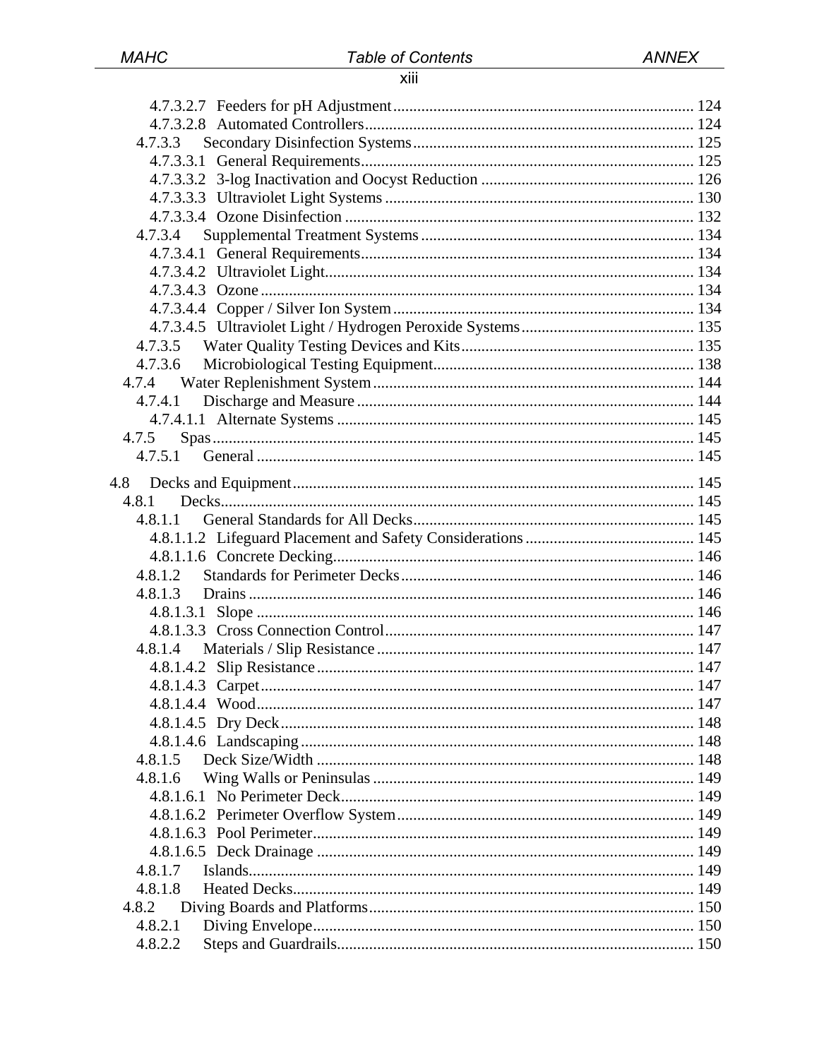4.7.3.2.7 Feeders for pH Adjustment ........................................................................ 124
4.7.3.2.8 Automated Controllers ................................................................................ 124
4.7.3.3 Secondary Disinfection Systems ..................................................................... 125
4.7.3.3.1 General Requirements ................................................................................. 125
4.7.3.3.2 3-log Inactivation and Oocyst Reduction ..................................................... 126
4.7.3.3.3 Ultraviolet Light Systems ............................................................................ 130
4.7.3.3.4 Ozone Disinfection ...................................................................................... 132
4.7.3.4 Supplemental Treatment Systems ................................................................... 134
4.7.3.4.1 General Requirements ................................................................................. 134
4.7.3.4.2 Ultraviolet Light .......................................................................................... 134
4.7.3.4.3 Ozone .......................................................................................................... 134
4.7.3.4.4 Copper / Silver Ion System .......................................................................... 134
4.7.3.4.5 Ultraviolet Light / Hydrogen Peroxide Systems .......................................... 135
4.7.3.5 Water Quality Testing Devices and Kits ......................................................... 135
4.7.3.6 Microbiological Testing Equipment ................................................................ 138
4.7.4 Water Replenishment System ............................................................................... 144
4.7.4.1 Discharge and Measure ................................................................................... 144
4.7.4.1.1 Alternate Systems ........................................................................................ 145
4.7.5 Spas ....................................................................................................................... 145
4.7.5.1 General ............................................................................................................ 145

4.8 Decks and Equipment .................................................................................................. 145
4.8.1 Decks ..................................................................................................................... 145
4.8.1.1 General Standards for All Decks ..................................................................... 145
4.8.1.1.2 Lifeguard Placement and Safety Considerations .......................................... 145
4.8.1.1.6 Concrete Decking ......................................................................................... 146
4.8.1.2 Standards for Perimeter Decks ........................................................................ 146
4.8.1.3 Drains ............................................................................................................. 146
4.8.1.3.1 Slope ........................................................................................................... 146
4.8.1.3.3 Cross Connection Control ............................................................................ 147
4.8.1.4 Materials / Slip Resistance .............................................................................. 147
4.8.1.4.2 Slip Resistance ............................................................................................. 147
4.8.1.4.3 Carpet .......................................................................................................... 147
4.8.1.4.4 Wood ........................................................................................................... 147
4.8.1.4.5 Dry Deck ..................................................................................................... 148
4.8.1.4.6 Landscaping ................................................................................................ 148
4.8.1.5 Deck Size/Width ............................................................................................. 148
4.8.1.6 Wing Walls or Peninsulas ............................................................................... 149
4.8.1.6.1 No Perimeter Deck ....................................................................................... 149
4.8.1.6.2 Perimeter Overflow System ......................................................................... 149
4.8.1.6.3 Pool Perimeter .............................................................................................. 149
4.8.1.6.5 Deck Drainage ............................................................................................. 149
4.8.1.7 Islands ............................................................................................................. 149
4.8.1.8 Heated Decks .................................................................................................. 149
4.8.2 Diving Boards and Platforms ................................................................................ 150
4.8.2.1 Diving Envelope .............................................................................................. 150
4.8.2.2 Steps and Guardrails ........................................................................................ 150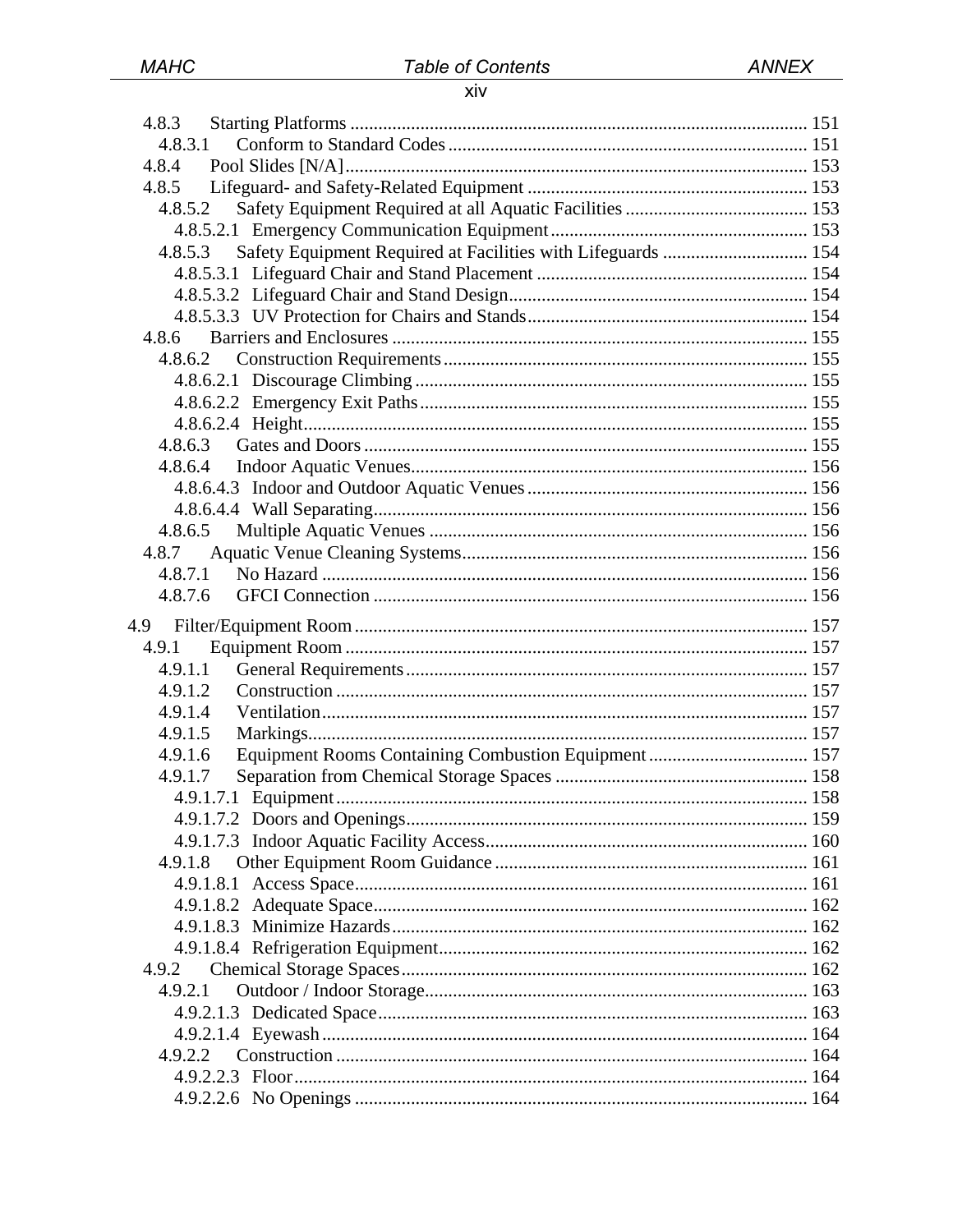4.8.3 Starting Platforms ... 151
 4.8.3.1 Conform to Standard Codes ... 151
4.8.4 Pool Slides [N/A] ... 153
4.8.5 Lifeguard- and Safety-Related Equipment ... 153
 4.8.5.2 Safety Equipment Required at all Aquatic Facilities ... 153
  4.8.5.2.1 Emergency Communication Equipment ... 153
 4.8.5.3 Safety Equipment Required at Facilities with Lifeguards ... 154
  4.8.5.3.1 Lifeguard Chair and Stand Placement ... 154
  4.8.5.3.2 Lifeguard Chair and Stand Design ... 154
  4.8.5.3.3 UV Protection for Chairs and Stands ... 154
4.8.6 Barriers and Enclosures ... 155
 4.8.6.2 Construction Requirements ... 155
  4.8.6.2.1 Discourage Climbing ... 155
  4.8.6.2.2 Emergency Exit Paths ... 155
  4.8.6.2.4 Height ... 155
 4.8.6.3 Gates and Doors ... 155
 4.8.6.4 Indoor Aquatic Venues ... 156
  4.8.6.4.3 Indoor and Outdoor Aquatic Venues ... 156
  4.8.6.4.4 Wall Separating ... 156
 4.8.6.5 Multiple Aquatic Venues ... 156
4.8.7 Aquatic Venue Cleaning Systems ... 156
 4.8.7.1 No Hazard ... 156
 4.8.7.6 GFCI Connection ... 156

4.9 Filter/Equipment Room ... 157
4.9.1 Equipment Room ... 157
 4.9.1.1 General Requirements ... 157
 4.9.1.2 Construction ... 157
 4.9.1.4 Ventilation ... 157
 4.9.1.5 Markings ... 157
 4.9.1.6 Equipment Rooms Containing Combustion Equipment ... 157
 4.9.1.7 Separation from Chemical Storage Spaces ... 158
  4.9.1.7.1 Equipment ... 158
  4.9.1.7.2 Doors and Openings ... 159
  4.9.1.7.3 Indoor Aquatic Facility Access ... 160
 4.9.1.8 Other Equipment Room Guidance ... 161
  4.9.1.8.1 Access Space ... 161
  4.9.1.8.2 Adequate Space ... 162
  4.9.1.8.3 Minimize Hazards ... 162
  4.9.1.8.4 Refrigeration Equipment ... 162
4.9.2 Chemical Storage Spaces ... 162
 4.9.2.1 Outdoor / Indoor Storage ... 163
  4.9.2.1.3 Dedicated Space ... 163
  4.9.2.1.4 Eyewash ... 164
 4.9.2.2 Construction ... 164
  4.9.2.2.3 Floor ... 164
  4.9.2.2.6 No Openings ... 164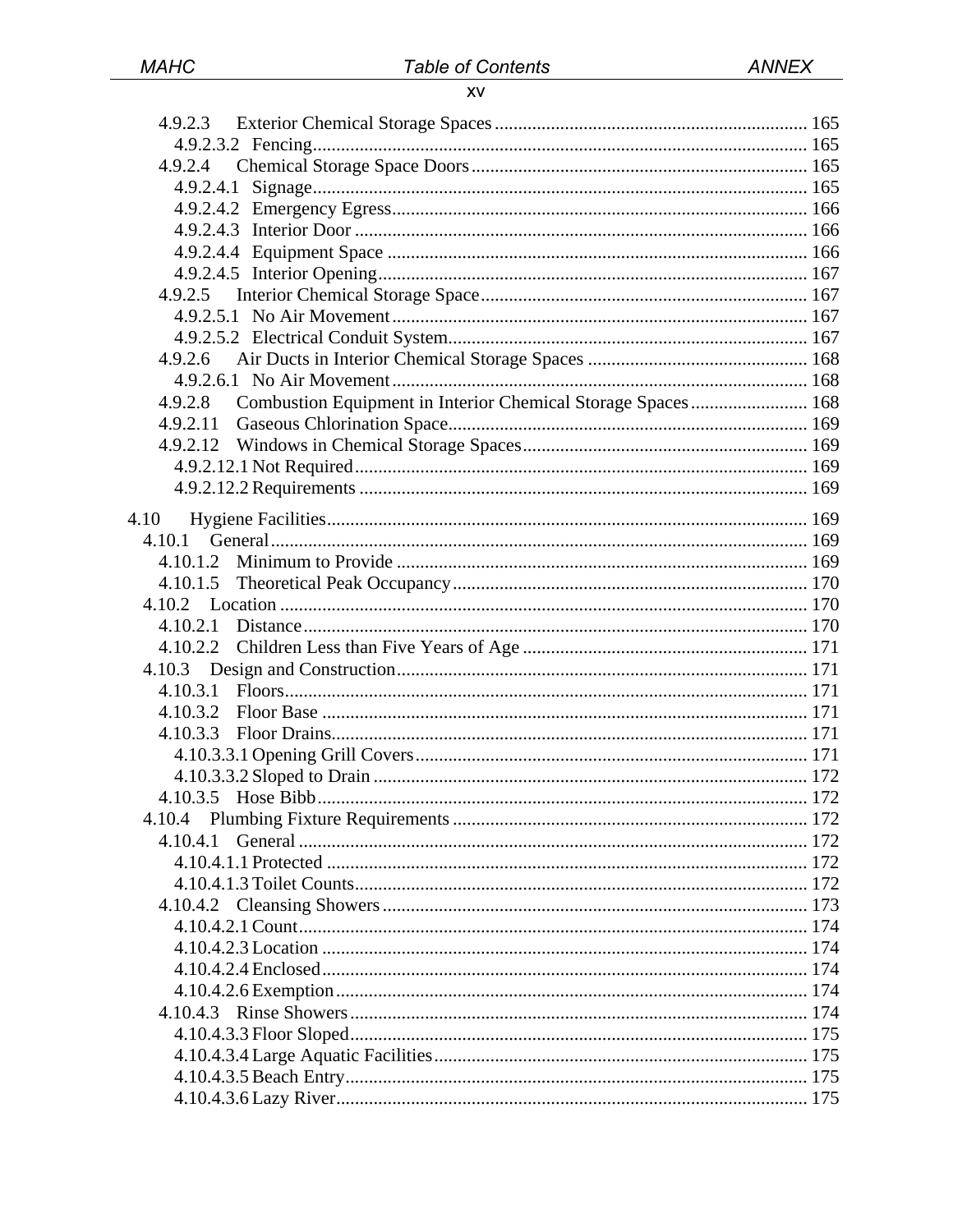4.9.2.3 Exterior Chemical Storage Spaces ........ 165
- 4.9.2.3.2 Fencing ........ 165

4.9.2.4 Chemical Storage Space Doors ........ 165
- 4.9.2.4.1 Signage ........ 165
- 4.9.2.4.2 Emergency Egress ........ 166
- 4.9.2.4.3 Interior Door ........ 166
- 4.9.2.4.4 Equipment Space ........ 166
- 4.9.2.4.5 Interior Opening ........ 167

4.9.2.5 Interior Chemical Storage Space ........ 167
- 4.9.2.5.1 No Air Movement ........ 167
- 4.9.2.5.2 Electrical Conduit System ........ 167

4.9.2.6 Air Ducts in Interior Chemical Storage Spaces ........ 168
- 4.9.2.6.1 No Air Movement ........ 168

4.9.2.8 Combustion Equipment in Interior Chemical Storage Spaces ........ 168

4.9.2.11 Gaseous Chlorination Space ........ 169

4.9.2.12 Windows in Chemical Storage Spaces ........ 169
- 4.9.2.12.1 Not Required ........ 169
- 4.9.2.12.2 Requirements ........ 169

4.10 Hygiene Facilities ........ 169

4.10.1 General ........ 169
- 4.10.1.2 Minimum to Provide ........ 169
- 4.10.1.5 Theoretical Peak Occupancy ........ 170

4.10.2 Location ........ 170
- 4.10.2.1 Distance ........ 170
- 4.10.2.2 Children Less than Five Years of Age ........ 171

4.10.3 Design and Construction ........ 171
- 4.10.3.1 Floors ........ 171
- 4.10.3.2 Floor Base ........ 171
- 4.10.3.3 Floor Drains ........ 171
  - 4.10.3.3.1 Opening Grill Covers ........ 171
  - 4.10.3.3.2 Sloped to Drain ........ 172
- 4.10.3.5 Hose Bibb ........ 172

4.10.4 Plumbing Fixture Requirements ........ 172
- 4.10.4.1 General ........ 172
  - 4.10.4.1.1 Protected ........ 172
  - 4.10.4.1.3 Toilet Counts ........ 172
- 4.10.4.2 Cleansing Showers ........ 173
  - 4.10.4.2.1 Count ........ 174
  - 4.10.4.2.3 Location ........ 174
  - 4.10.4.2.4 Enclosed ........ 174
  - 4.10.4.2.6 Exemption ........ 174
- 4.10.4.3 Rinse Showers ........ 174
  - 4.10.4.3.3 Floor Sloped ........ 175
  - 4.10.4.3.4 Large Aquatic Facilities ........ 175
  - 4.10.4.3.5 Beach Entry ........ 175
  - 4.10.4.3.6 Lazy River ........ 175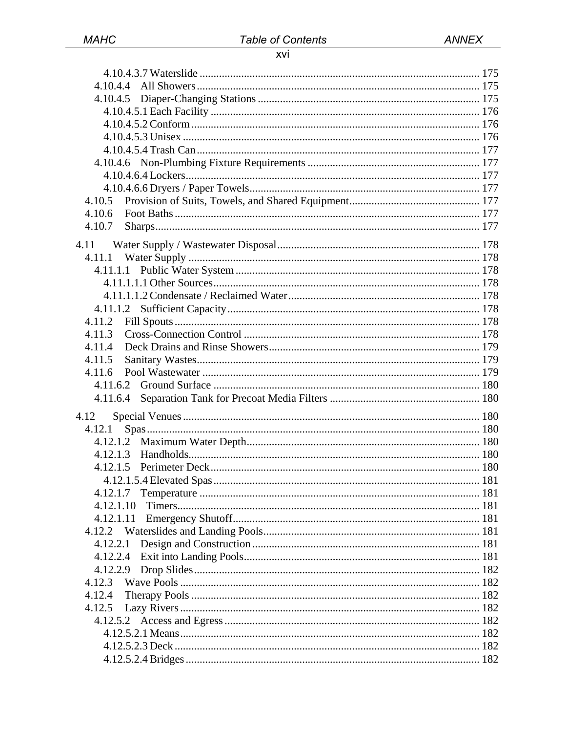4.10.4.3.7 Waterslide .................................................................................................... 175
4.10.4.4 All Showers ..................................................................................................... 175
4.10.4.5 Diaper-Changing Stations ................................................................................ 175
4.10.4.5.1 Each Facility ................................................................................................ 176
4.10.4.5.2 Conform ....................................................................................................... 176
4.10.4.5.3 Unisex .......................................................................................................... 176
4.10.4.5.4 Trash Can ..................................................................................................... 177
4.10.4.6 Non-Plumbing Fixture Requirements .............................................................. 177
4.10.4.6.4 Lockers ......................................................................................................... 177
4.10.4.6.6 Dryers / Paper Towels .................................................................................. 177
4.10.5 Provision of Suits, Towels, and Shared Equipment ............................................... 177
4.10.6 Foot Baths ............................................................................................................. 177
4.10.7 Sharps .................................................................................................................... 177

4.11 Water Supply / Wastewater Disposal ......................................................................... 178
4.11.1 Water Supply ......................................................................................................... 178
4.11.1.1 Public Water System ........................................................................................ 178
4.11.1.1.1 Other Sources ............................................................................................... 178
4.11.1.1.2 Condensate / Reclaimed Water .................................................................... 178
4.11.1.2 Sufficient Capacity ........................................................................................... 178
4.11.2 Fill Spouts ............................................................................................................. 178
4.11.3 Cross-Connection Control ..................................................................................... 178
4.11.4 Deck Drains and Rinse Showers ............................................................................ 179
4.11.5 Sanitary Wastes ...................................................................................................... 179
4.11.6 Pool Wastewater .................................................................................................... 179
4.11.6.2 Ground Surface ................................................................................................ 180
4.11.6.4 Separation Tank for Precoat Media Filters ...................................................... 180

4.12 Special Venues ........................................................................................................... 180
4.12.1 Spas ....................................................................................................................... 180
4.12.1.2 Maximum Water Depth .................................................................................... 180
4.12.1.3 Handholds ......................................................................................................... 180
4.12.1.5 Perimeter Deck ................................................................................................. 180
4.12.1.5.4 Elevated Spas ............................................................................................... 181
4.12.1.7 Temperature ..................................................................................................... 181
4.12.1.10 Timers ............................................................................................................. 181
4.12.1.11 Emergency Shutoff ......................................................................................... 181
4.12.2 Waterslides and Landing Pools .............................................................................. 181
4.12.2.1 Design and Construction .................................................................................. 181
4.12.2.4 Exit into Landing Pools .................................................................................... 181
4.12.2.9 Drop Slides ....................................................................................................... 182
4.12.3 Wave Pools ............................................................................................................ 182
4.12.4 Therapy Pools ........................................................................................................ 182
4.12.5 Lazy Rivers ............................................................................................................ 182
4.12.5.2 Access and Egress ............................................................................................ 182
4.12.5.2.1 Means ........................................................................................................... 182
4.12.5.2.3 Deck ............................................................................................................. 182
4.12.5.2.4 Bridges ......................................................................................................... 182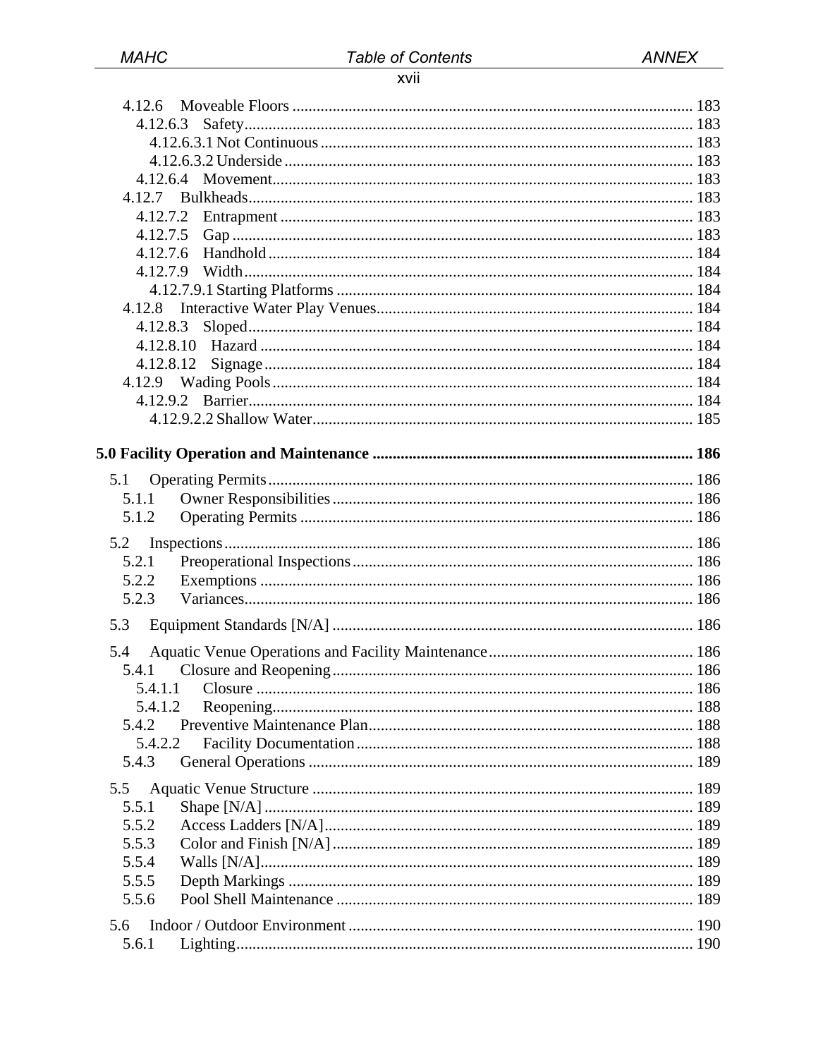4.12.6 Moveable Floors ..... 183
4.12.6.3 Safety ..... 183
4.12.6.3.1 Not Continuous ..... 183
4.12.6.3.2 Underside ..... 183
4.12.6.4 Movement ..... 183
4.12.7 Bulkheads ..... 183
4.12.7.2 Entrapment ..... 183
4.12.7.5 Gap ..... 183
4.12.7.6 Handhold ..... 184
4.12.7.9 Width ..... 184
4.12.7.9.1 Starting Platforms ..... 184
4.12.8 Interactive Water Play Venues ..... 184
4.12.8.3 Sloped ..... 184
4.12.8.10 Hazard ..... 184
4.12.8.12 Signage ..... 184
4.12.9 Wading Pools ..... 184
4.12.9.2 Barrier ..... 184
4.12.9.2.2 Shallow Water ..... 185

**5.0 Facility Operation and Maintenance ..... 186**

5.1 Operating Permits ..... 186
5.1.1 Owner Responsibilities ..... 186
5.1.2 Operating Permits ..... 186

5.2 Inspections ..... 186
5.2.1 Preoperational Inspections ..... 186
5.2.2 Exemptions ..... 186
5.2.3 Variances ..... 186

5.3 Equipment Standards [N/A] ..... 186

5.4 Aquatic Venue Operations and Facility Maintenance ..... 186
5.4.1 Closure and Reopening ..... 186
5.4.1.1 Closure ..... 186
5.4.1.2 Reopening ..... 188
5.4.2 Preventive Maintenance Plan ..... 188
5.4.2.2 Facility Documentation ..... 188
5.4.3 General Operations ..... 189

5.5 Aquatic Venue Structure ..... 189
5.5.1 Shape [N/A] ..... 189
5.5.2 Access Ladders [N/A] ..... 189
5.5.3 Color and Finish [N/A] ..... 189
5.5.4 Walls [N/A] ..... 189
5.5.5 Depth Markings ..... 189
5.5.6 Pool Shell Maintenance ..... 189

5.6 Indoor / Outdoor Environment ..... 190
5.6.1 Lighting ..... 190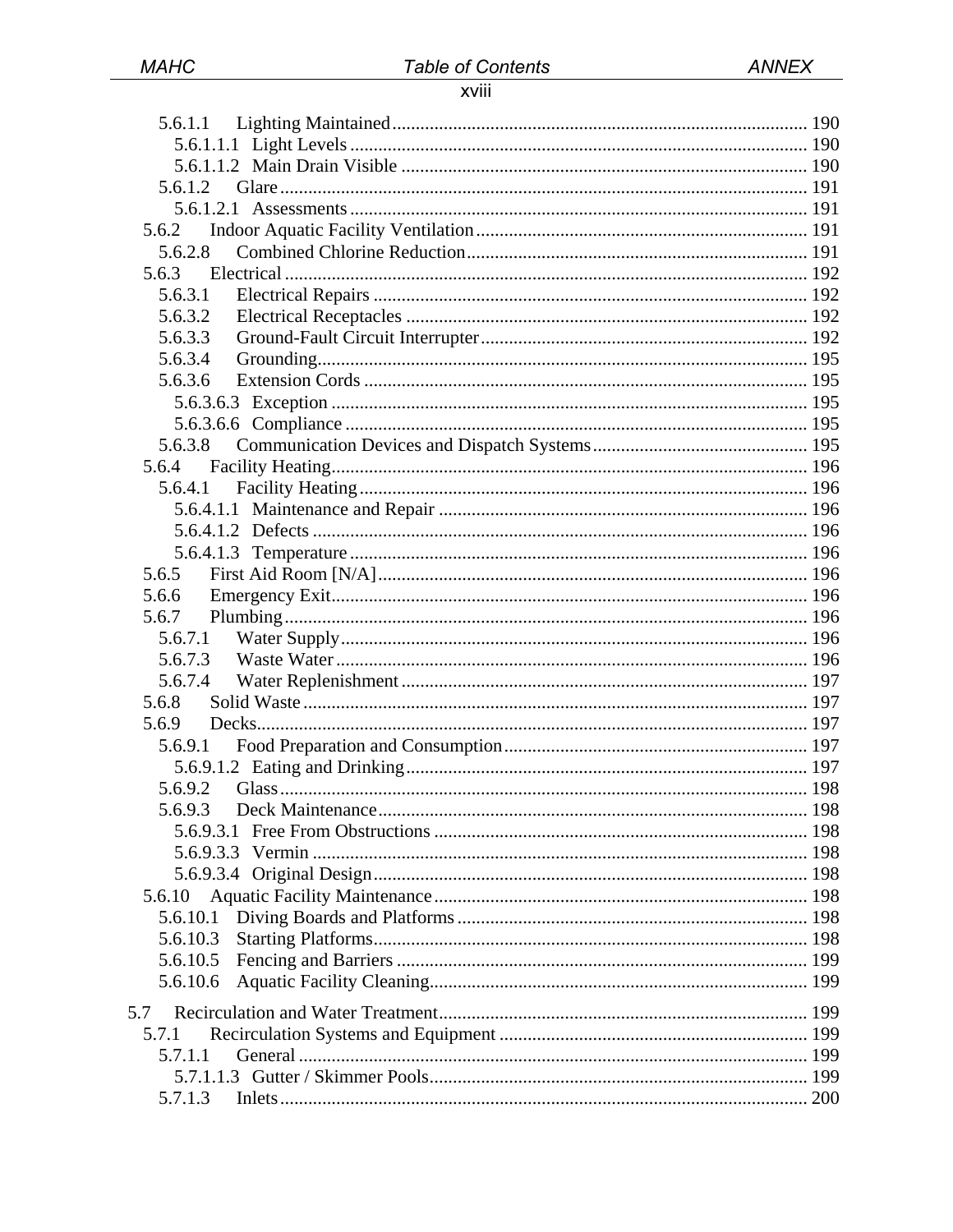5.6.1.1 Lighting Maintained ........................................................................................ 190
5.6.1.1.1 Light Levels ................................................................................................ 190
5.6.1.1.2 Main Drain Visible ...................................................................................... 190
5.6.1.2 Glare ................................................................................................................. 191
5.6.1.2.1 Assessments ................................................................................................ 191
5.6.2 Indoor Aquatic Facility Ventilation ...................................................................... 191
5.6.2.8 Combined Chlorine Reduction ........................................................................ 191
5.6.3 Electrical ............................................................................................................... 192
5.6.3.1 Electrical Repairs ............................................................................................ 192
5.6.3.2 Electrical Receptacles ..................................................................................... 192
5.6.3.3 Ground-Fault Circuit Interrupter ..................................................................... 192
5.6.3.4 Grounding ........................................................................................................ 195
5.6.3.6 Extension Cords .............................................................................................. 195
5.6.3.6.3 Exception .................................................................................................... 195
5.6.3.6.6 Compliance ................................................................................................. 195
5.6.3.8 Communication Devices and Dispatch Systems ............................................. 195
5.6.4 Facility Heating ..................................................................................................... 196
5.6.4.1 Facility Heating ............................................................................................... 196
5.6.4.1.1 Maintenance and Repair ............................................................................. 196
5.6.4.1.2 Defects ........................................................................................................ 196
5.6.4.1.3 Temperature ................................................................................................ 196
5.6.5 First Aid Room [N/A] ........................................................................................... 196
5.6.6 Emergency Exit ..................................................................................................... 196
5.6.7 Plumbing ............................................................................................................... 196
5.6.7.1 Water Supply ................................................................................................... 196
5.6.7.3 Waste Water .................................................................................................... 196
5.6.7.4 Water Replenishment ...................................................................................... 197
5.6.8 Solid Waste ........................................................................................................... 197
5.6.9 Decks ..................................................................................................................... 197
5.6.9.1 Food Preparation and Consumption ................................................................ 197
5.6.9.1.2 Eating and Drinking .................................................................................... 197
5.6.9.2 Glass ................................................................................................................ 198
5.6.9.3 Deck Maintenance ........................................................................................... 198
5.6.9.3.1 Free From Obstructions .............................................................................. 198
5.6.9.3.3 Vermin ........................................................................................................ 198
5.6.9.3.4 Original Design ........................................................................................... 198
5.6.10 Aquatic Facility Maintenance ............................................................................... 198
5.6.10.1 Diving Boards and Platforms .......................................................................... 198
5.6.10.3 Starting Platforms ............................................................................................ 198
5.6.10.5 Fencing and Barriers ....................................................................................... 199
5.6.10.6 Aquatic Facility Cleaning ................................................................................ 199

5.7 Recirculation and Water Treatment ............................................................................. 199
5.7.1 Recirculation Systems and Equipment ................................................................. 199
5.7.1.1 General ............................................................................................................ 199
5.7.1.1.3 Gutter / Skimmer Pools ............................................................................... 199
5.7.1.3 Inlets ................................................................................................................ 200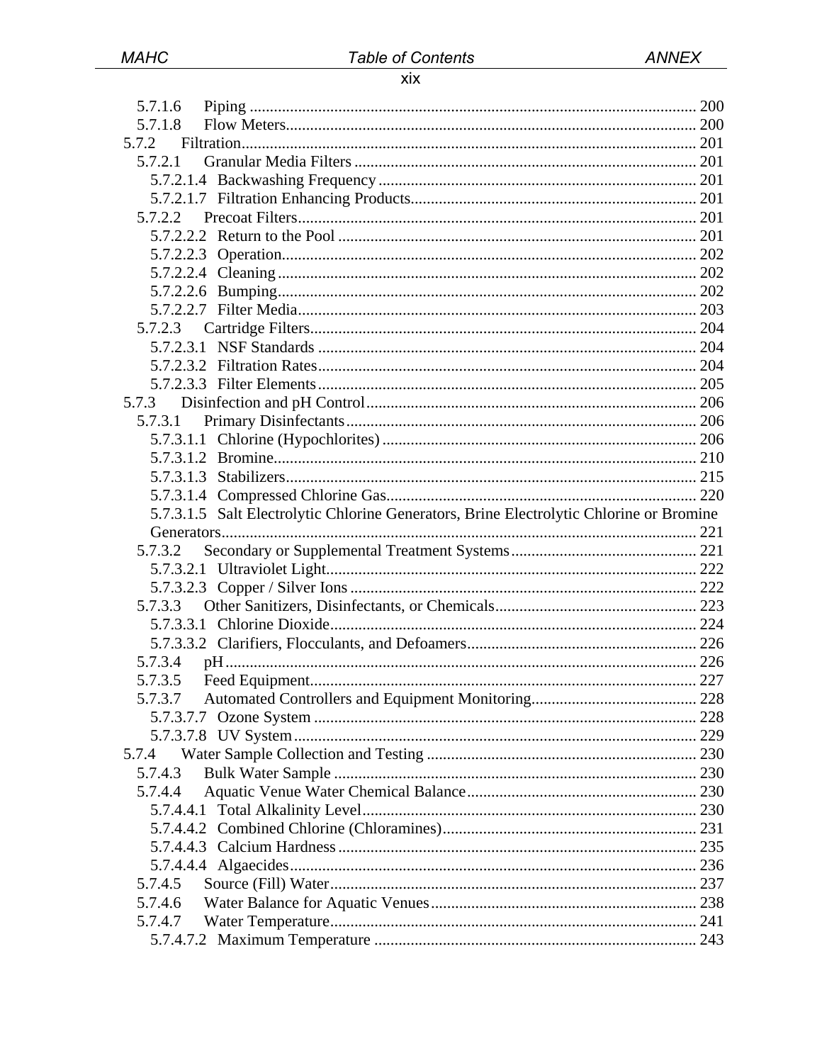5.7.1.6 Piping .......... 200
5.7.1.8 Flow Meters .......... 200
5.7.2 Filtration .......... 201
5.7.2.1 Granular Media Filters .......... 201
5.7.2.1.4 Backwashing Frequency .......... 201
5.7.2.1.7 Filtration Enhancing Products .......... 201
5.7.2.2 Precoat Filters .......... 201
5.7.2.2.2 Return to the Pool .......... 201
5.7.2.2.3 Operation .......... 202
5.7.2.2.4 Cleaning .......... 202
5.7.2.2.6 Bumping .......... 202
5.7.2.2.7 Filter Media .......... 203
5.7.2.3 Cartridge Filters .......... 204
5.7.2.3.1 NSF Standards .......... 204
5.7.2.3.2 Filtration Rates .......... 204
5.7.2.3.3 Filter Elements .......... 205
5.7.3 Disinfection and pH Control .......... 206
5.7.3.1 Primary Disinfectants .......... 206
5.7.3.1.1 Chlorine (Hypochlorites) .......... 206
5.7.3.1.2 Bromine .......... 210
5.7.3.1.3 Stabilizers .......... 215
5.7.3.1.4 Compressed Chlorine Gas .......... 220
5.7.3.1.5 Salt Electrolytic Chlorine Generators, Brine Electrolytic Chlorine or Bromine Generators .......... 221
5.7.3.2 Secondary or Supplemental Treatment Systems .......... 221
5.7.3.2.1 Ultraviolet Light .......... 222
5.7.3.2.3 Copper / Silver Ions .......... 222
5.7.3.3 Other Sanitizers, Disinfectants, or Chemicals .......... 223
5.7.3.3.1 Chlorine Dioxide .......... 224
5.7.3.3.2 Clarifiers, Flocculants, and Defoamers .......... 226
5.7.3.4 pH .......... 226
5.7.3.5 Feed Equipment .......... 227
5.7.3.7 Automated Controllers and Equipment Monitoring .......... 228
5.7.3.7.7 Ozone System .......... 228
5.7.3.7.8 UV System .......... 229
5.7.4 Water Sample Collection and Testing .......... 230
5.7.4.3 Bulk Water Sample .......... 230
5.7.4.4 Aquatic Venue Water Chemical Balance .......... 230
5.7.4.4.1 Total Alkalinity Level .......... 230
5.7.4.4.2 Combined Chlorine (Chloramines) .......... 231
5.7.4.4.3 Calcium Hardness .......... 235
5.7.4.4.4 Algaecides .......... 236
5.7.4.5 Source (Fill) Water .......... 237
5.7.4.6 Water Balance for Aquatic Venues .......... 238
5.7.4.7 Water Temperature .......... 241
5.7.4.7.2 Maximum Temperature .......... 243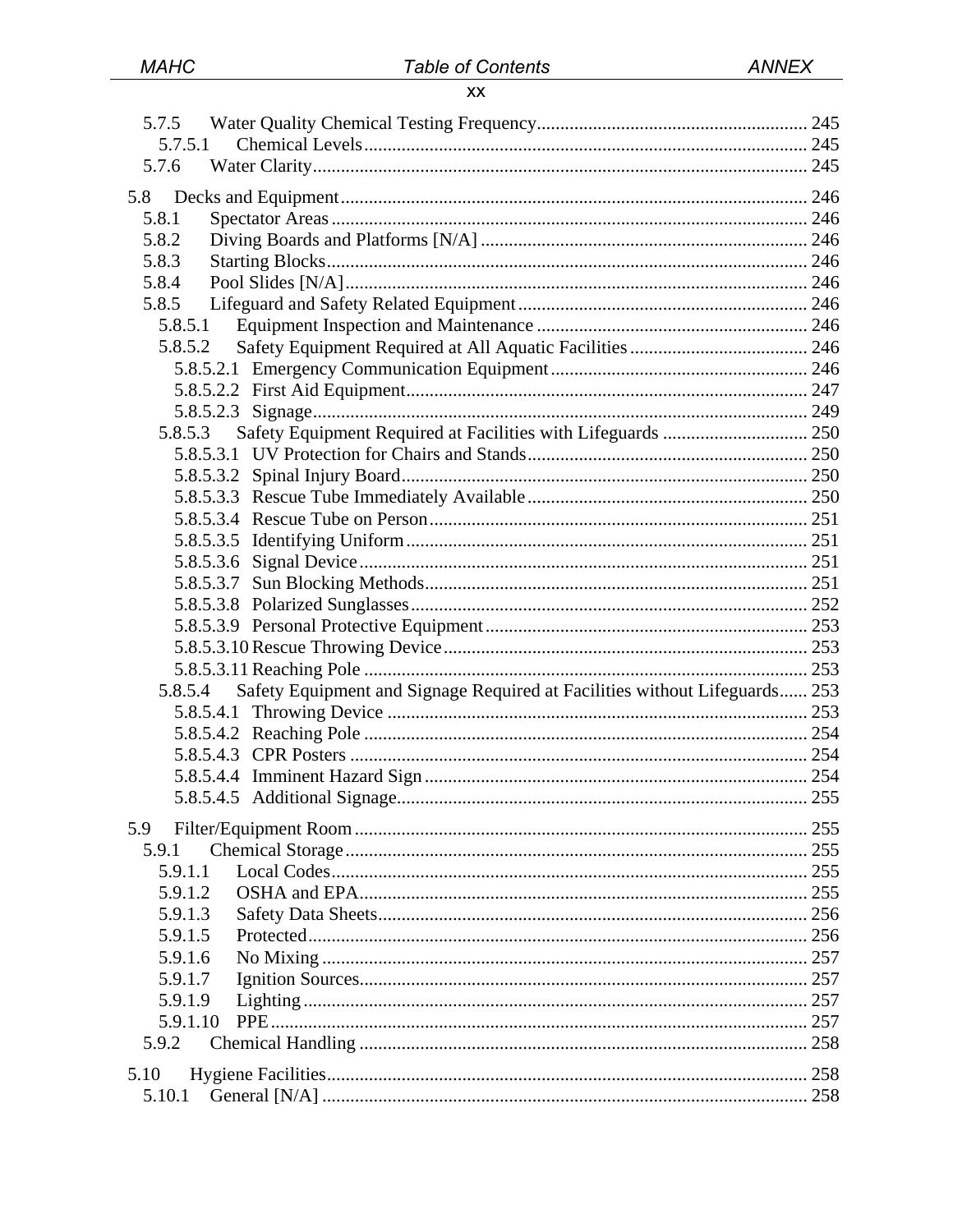5.7.5 Water Quality Chemical Testing Frequency ........ 245
5.7.5.1 Chemical Levels ........ 245
5.7.6 Water Clarity ........ 245

5.8 Decks and Equipment ........ 246
5.8.1 Spectator Areas ........ 246
5.8.2 Diving Boards and Platforms [N/A] ........ 246
5.8.3 Starting Blocks ........ 246
5.8.4 Pool Slides [N/A] ........ 246
5.8.5 Lifeguard and Safety Related Equipment ........ 246
5.8.5.1 Equipment Inspection and Maintenance ........ 246
5.8.5.2 Safety Equipment Required at All Aquatic Facilities ........ 246
5.8.5.2.1 Emergency Communication Equipment ........ 246
5.8.5.2.2 First Aid Equipment ........ 247
5.8.5.2.3 Signage ........ 249
5.8.5.3 Safety Equipment Required at Facilities with Lifeguards ........ 250
5.8.5.3.1 UV Protection for Chairs and Stands ........ 250
5.8.5.3.2 Spinal Injury Board ........ 250
5.8.5.3.3 Rescue Tube Immediately Available ........ 250
5.8.5.3.4 Rescue Tube on Person ........ 251
5.8.5.3.5 Identifying Uniform ........ 251
5.8.5.3.6 Signal Device ........ 251
5.8.5.3.7 Sun Blocking Methods ........ 251
5.8.5.3.8 Polarized Sunglasses ........ 252
5.8.5.3.9 Personal Protective Equipment ........ 253
5.8.5.3.10 Rescue Throwing Device ........ 253
5.8.5.3.11 Reaching Pole ........ 253
5.8.5.4 Safety Equipment and Signage Required at Facilities without Lifeguards ........ 253
5.8.5.4.1 Throwing Device ........ 253
5.8.5.4.2 Reaching Pole ........ 254
5.8.5.4.3 CPR Posters ........ 254
5.8.5.4.4 Imminent Hazard Sign ........ 254
5.8.5.4.5 Additional Signage ........ 255

5.9 Filter/Equipment Room ........ 255
5.9.1 Chemical Storage ........ 255
5.9.1.1 Local Codes ........ 255
5.9.1.2 OSHA and EPA ........ 255
5.9.1.3 Safety Data Sheets ........ 256
5.9.1.5 Protected ........ 256
5.9.1.6 No Mixing ........ 257
5.9.1.7 Ignition Sources ........ 257
5.9.1.9 Lighting ........ 257
5.9.1.10 PPE ........ 257
5.9.2 Chemical Handling ........ 258

5.10 Hygiene Facilities ........ 258
5.10.1 General [N/A] ........ 258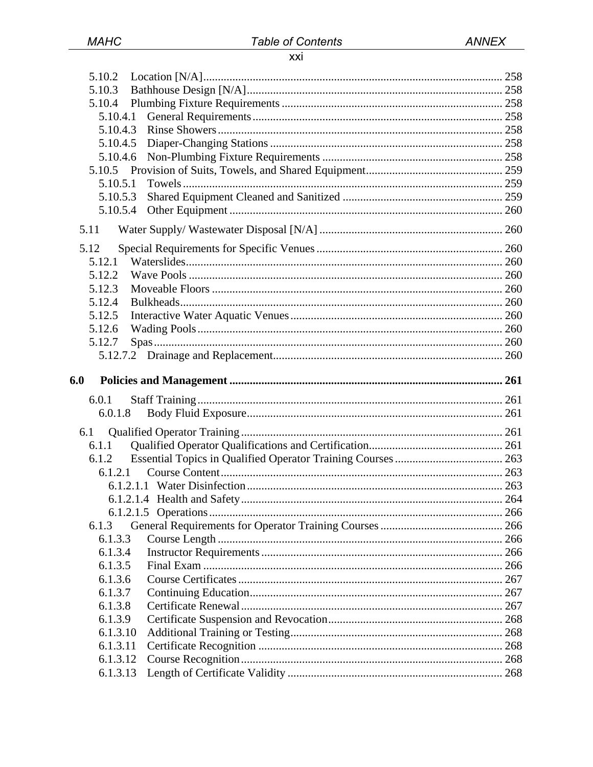5.10.2 Location [N/A] ..... 258
5.10.3 Bathhouse Design [N/A] ..... 258
5.10.4 Plumbing Fixture Requirements ..... 258
5.10.4.1 General Requirements ..... 258
5.10.4.3 Rinse Showers ..... 258
5.10.4.5 Diaper-Changing Stations ..... 258
5.10.4.6 Non-Plumbing Fixture Requirements ..... 258
5.10.5 Provision of Suits, Towels, and Shared Equipment ..... 259
5.10.5.1 Towels ..... 259
5.10.5.3 Shared Equipment Cleaned and Sanitized ..... 259
5.10.5.4 Other Equipment ..... 260

5.11 Water Supply/ Wastewater Disposal [N/A] ..... 260

5.12 Special Requirements for Specific Venues ..... 260
5.12.1 Waterslides ..... 260
5.12.2 Wave Pools ..... 260
5.12.3 Moveable Floors ..... 260
5.12.4 Bulkheads ..... 260
5.12.5 Interactive Water Aquatic Venues ..... 260
5.12.6 Wading Pools ..... 260
5.12.7 Spas ..... 260
5.12.7.2 Drainage and Replacement ..... 260

**6.0 Policies and Management ..... 261**

6.0.1 Staff Training ..... 261
6.0.1.8 Body Fluid Exposure ..... 261

6.1 Qualified Operator Training ..... 261
6.1.1 Qualified Operator Qualifications and Certification ..... 261
6.1.2 Essential Topics in Qualified Operator Training Courses ..... 263
6.1.2.1 Course Content ..... 263
6.1.2.1.1 Water Disinfection ..... 263
6.1.2.1.4 Health and Safety ..... 264
6.1.2.1.5 Operations ..... 266
6.1.3 General Requirements for Operator Training Courses ..... 266
6.1.3.3 Course Length ..... 266
6.1.3.4 Instructor Requirements ..... 266
6.1.3.5 Final Exam ..... 266
6.1.3.6 Course Certificates ..... 267
6.1.3.7 Continuing Education ..... 267
6.1.3.8 Certificate Renewal ..... 267
6.1.3.9 Certificate Suspension and Revocation ..... 268
6.1.3.10 Additional Training or Testing ..... 268
6.1.3.11 Certificate Recognition ..... 268
6.1.3.12 Course Recognition ..... 268
6.1.3.13 Length of Certificate Validity ..... 268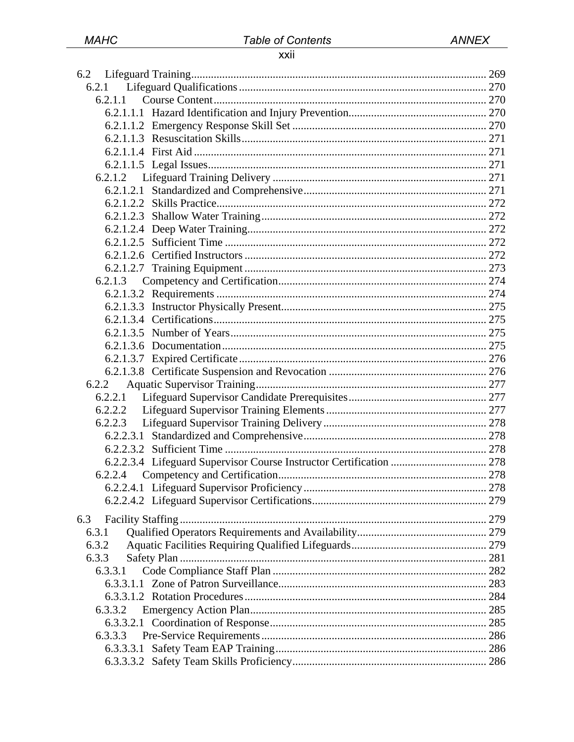6.2 Lifeguard Training ........................................................................................................ 269
6.2.1 Lifeguard Qualifications ....................................................................................... 270
6.2.1.1 Course Content ................................................................................................ 270
6.2.1.1.1 Hazard Identification and Injury Prevention................................................. 270
6.2.1.1.2 Emergency Response Skill Set .................................................................... 270
6.2.1.1.3 Resuscitation Skills...................................................................................... 271
6.2.1.1.4 First Aid ....................................................................................................... 271
6.2.1.1.5 Legal Issues.................................................................................................. 271
6.2.1.2 Lifeguard Training Delivery ........................................................................... 271
6.2.1.2.1 Standardized and Comprehensive................................................................ 271
6.2.1.2.2 Skills Practice............................................................................................... 272
6.2.1.2.3 Shallow Water Training ............................................................................... 272
6.2.1.2.4 Deep Water Training.................................................................................... 272
6.2.1.2.5 Sufficient Time ............................................................................................ 272
6.2.1.2.6 Certified Instructors ..................................................................................... 272
6.2.1.2.7 Training Equipment ..................................................................................... 273
6.2.1.3 Competency and Certification......................................................................... 274
6.2.1.3.2 Requirements ............................................................................................... 274
6.2.1.3.3 Instructor Physically Present........................................................................ 275
6.2.1.3.4 Certifications................................................................................................ 275
6.2.1.3.5 Number of Years.......................................................................................... 275
6.2.1.3.6 Documentation ............................................................................................. 275
6.2.1.3.7 Expired Certificate ....................................................................................... 276
6.2.1.3.8 Certificate Suspension and Revocation ....................................................... 276
6.2.2 Aquatic Supervisor Training................................................................................. 277
6.2.2.1 Lifeguard Supervisor Candidate Prerequisites................................................ 277
6.2.2.2 Lifeguard Supervisor Training Elements ........................................................ 277
6.2.2.3 Lifeguard Supervisor Training Delivery ......................................................... 278
6.2.2.3.1 Standardized and Comprehensive................................................................ 278
6.2.2.3.2 Sufficient Time ............................................................................................ 278
6.2.2.3.4 Lifeguard Supervisor Course Instructor Certification ................................. 278
6.2.2.4 Competency and Certification......................................................................... 278
6.2.2.4.1 Lifeguard Supervisor Proficiency ................................................................ 278
6.2.2.4.2 Lifeguard Supervisor Certifications............................................................. 279

6.3 Facility Staffing ........................................................................................................... 279
6.3.1 Qualified Operators Requirements and Availability............................................. 279
6.3.2 Aquatic Facilities Requiring Qualified Lifeguards................................................ 279
6.3.3 Safety Plan ............................................................................................................ 281
6.3.3.1 Code Compliance Staff Plan ........................................................................... 282
6.3.3.1.1 Zone of Patron Surveillance......................................................................... 283
6.3.3.1.2 Rotation Procedures ..................................................................................... 284
6.3.3.2 Emergency Action Plan................................................................................... 285
6.3.3.2.1 Coordination of Response............................................................................ 285
6.3.3.3 Pre-Service Requirements ............................................................................... 286
6.3.3.3.1 Safety Team EAP Training.......................................................................... 286
6.3.3.3.2 Safety Team Skills Proficiency.................................................................... 286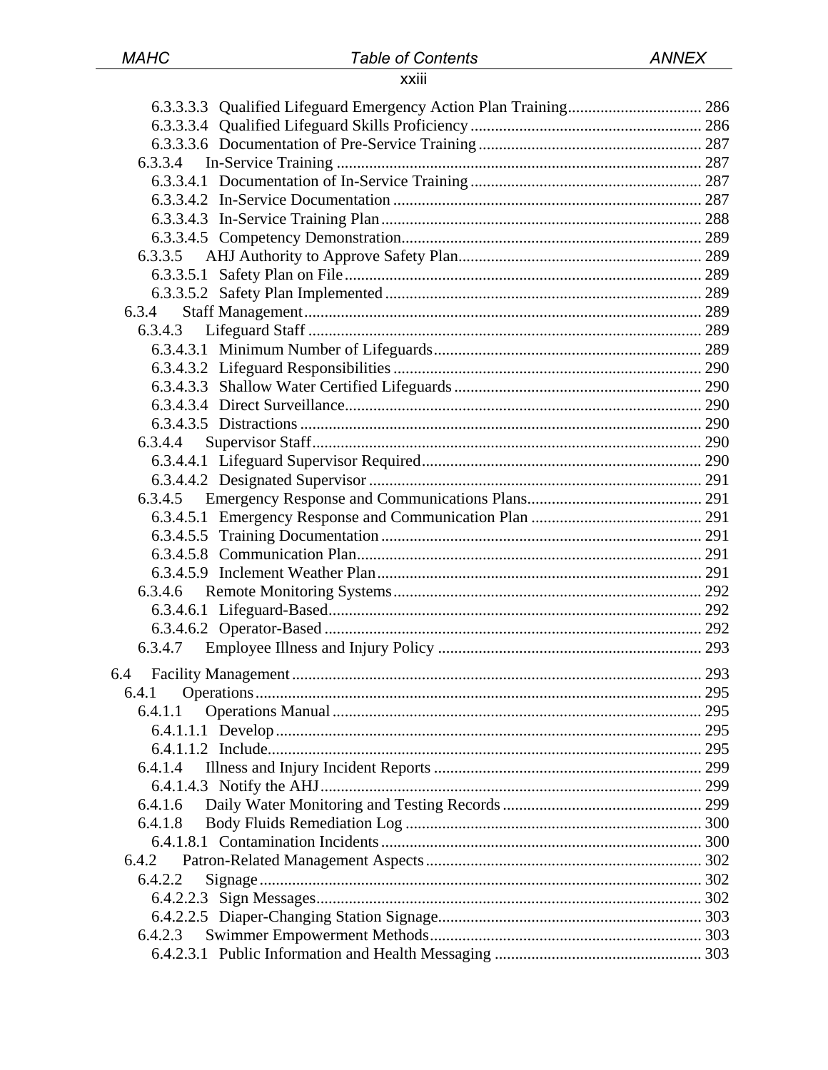6.3.3.3.3 Qualified Lifeguard Emergency Action Plan Training ................................. 286
6.3.3.3.4 Qualified Lifeguard Skills Proficiency ......................................................... 286
6.3.3.3.6 Documentation of Pre-Service Training ....................................................... 287
6.3.3.4 In-Service Training .......................................................................................... 287
6.3.3.4.1 Documentation of In-Service Training ......................................................... 287
6.3.3.4.2 In-Service Documentation ............................................................................ 287
6.3.3.4.3 In-Service Training Plan ............................................................................... 288
6.3.3.4.5 Competency Demonstration .......................................................................... 289
6.3.3.5 AHJ Authority to Approve Safety Plan ............................................................ 289
6.3.3.5.1 Safety Plan on File ........................................................................................ 289
6.3.3.5.2 Safety Plan Implemented .............................................................................. 289
6.3.4 Staff Management .................................................................................................. 289
6.3.4.3 Lifeguard Staff ................................................................................................. 289
6.3.4.3.1 Minimum Number of Lifeguards .................................................................. 289
6.3.4.3.2 Lifeguard Responsibilities ............................................................................ 290
6.3.4.3.3 Shallow Water Certified Lifeguards ............................................................. 290
6.3.4.3.4 Direct Surveillance ........................................................................................ 290
6.3.4.3.5 Distractions ................................................................................................... 290
6.3.4.4 Supervisor Staff ................................................................................................ 290
6.3.4.4.1 Lifeguard Supervisor Required ..................................................................... 290
6.3.4.4.2 Designated Supervisor .................................................................................. 291
6.3.4.5 Emergency Response and Communications Plans ........................................... 291
6.3.4.5.1 Emergency Response and Communication Plan .......................................... 291
6.3.4.5.5 Training Documentation ............................................................................... 291
6.3.4.5.8 Communication Plan ..................................................................................... 291
6.3.4.5.9 Inclement Weather Plan ................................................................................ 291
6.3.4.6 Remote Monitoring Systems ............................................................................ 292
6.3.4.6.1 Lifeguard-Based ............................................................................................ 292
6.3.4.6.2 Operator-Based ............................................................................................. 292
6.3.4.7 Employee Illness and Injury Policy ................................................................. 293

6.4 Facility Management ..................................................................................................... 293
6.4.1 Operations ............................................................................................................. 295
6.4.1.1 Operations Manual ........................................................................................... 295
6.4.1.1.1 Develop ......................................................................................................... 295
6.4.1.1.2 Include ........................................................................................................... 295
6.4.1.4 Illness and Injury Incident Reports .................................................................. 299
6.4.1.4.3 Notify the AHJ .............................................................................................. 299
6.4.1.6 Daily Water Monitoring and Testing Records ................................................. 299
6.4.1.8 Body Fluids Remediation Log ......................................................................... 300
6.4.1.8.1 Contamination Incidents ............................................................................... 300
6.4.2 Patron-Related Management Aspects .................................................................... 302
6.4.2.2 Signage ............................................................................................................. 302
6.4.2.2.3 Sign Messages ............................................................................................... 302
6.4.2.2.5 Diaper-Changing Station Signage ................................................................. 303
6.4.2.3 Swimmer Empowerment Methods ................................................................... 303
6.4.2.3.1 Public Information and Health Messaging ................................................... 303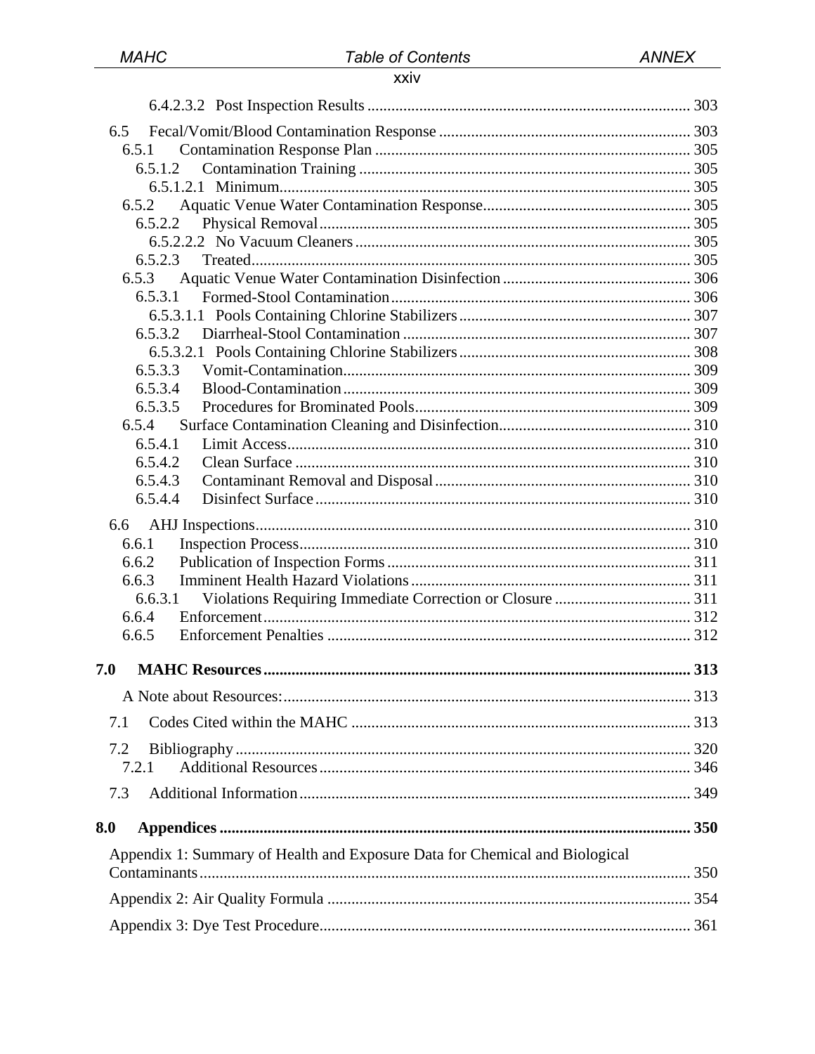6.4.2.3.2 Post Inspection Results ........ 303

6.5 Fecal/Vomit/Blood Contamination Response ........ 303
6.5.1 Contamination Response Plan ........ 305
6.5.1.2 Contamination Training ........ 305
6.5.1.2.1 Minimum ........ 305
6.5.2 Aquatic Venue Water Contamination Response ........ 305
6.5.2.2 Physical Removal ........ 305
6.5.2.2.2 No Vacuum Cleaners ........ 305
6.5.2.3 Treated ........ 305
6.5.3 Aquatic Venue Water Contamination Disinfection ........ 306
6.5.3.1 Formed-Stool Contamination ........ 306
6.5.3.1.1 Pools Containing Chlorine Stabilizers ........ 307
6.5.3.2 Diarrheal-Stool Contamination ........ 307
6.5.3.2.1 Pools Containing Chlorine Stabilizers ........ 308
6.5.3.3 Vomit-Contamination ........ 309
6.5.3.4 Blood-Contamination ........ 309
6.5.3.5 Procedures for Brominated Pools ........ 309
6.5.4 Surface Contamination Cleaning and Disinfection ........ 310
6.5.4.1 Limit Access ........ 310
6.5.4.2 Clean Surface ........ 310
6.5.4.3 Contaminant Removal and Disposal ........ 310
6.5.4.4 Disinfect Surface ........ 310

6.6 AHJ Inspections ........ 310
6.6.1 Inspection Process ........ 310
6.6.2 Publication of Inspection Forms ........ 311
6.6.3 Imminent Health Hazard Violations ........ 311
6.6.3.1 Violations Requiring Immediate Correction or Closure ........ 311
6.6.4 Enforcement ........ 312
6.6.5 Enforcement Penalties ........ 312

**7.0 MAHC Resources ........ 313**

A Note about Resources: ........ 313

7.1 Codes Cited within the MAHC ........ 313

7.2 Bibliography ........ 320
7.2.1 Additional Resources ........ 346

7.3 Additional Information ........ 349

**8.0 Appendices ........ 350**

Appendix 1: Summary of Health and Exposure Data for Chemical and Biological Contaminants ........ 350

Appendix 2: Air Quality Formula ........ 354

Appendix 3: Dye Test Procedure ........ 361